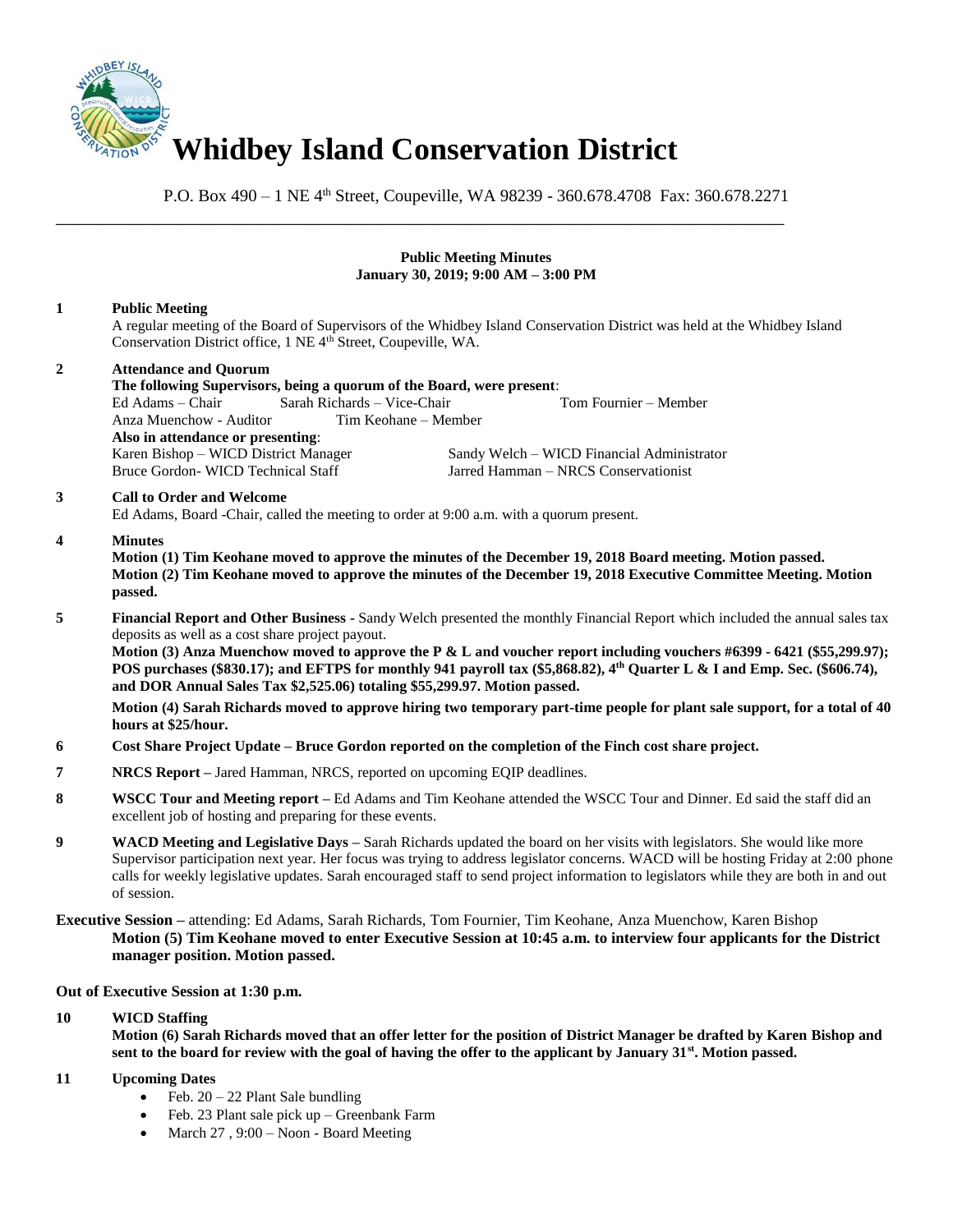# Whidbey Island Conservation District

P.O. Box 490 – 1 NE 4th Street, Coupeville, WA 98239 - 360.678.4708 Fax: 360.678.2271

---

**Public Meeting Minutes**
**January 30, 2019; 9:00 AM – 3:00 PM**

**1 Public Meeting**

A regular meeting of the Board of Supervisors of the Whidbey Island Conservation District was held at the Whidbey Island Conservation District office, 1 NE 4th Street, Coupeville, WA.

**2 Attendance and Quorum**

**The following Supervisors, being a quorum of the Board, were present**:

Ed Adams – Chair
Sarah Richards – Vice-Chair
Tom Fournier – Member
Anza Muenchow - Auditor
Tim Keohane – Member

**Also in attendance or presenting**:

Karen Bishop – WICD District Manager
Sandy Welch – WICD Financial Administrator
Bruce Gordon- WICD Technical Staff
Jarred Hamman – NRCS Conservationist

**3 Call to Order and Welcome**

Ed Adams, Board -Chair, called the meeting to order at 9:00 a.m. with a quorum present.

**4 Minutes**

**Motion (1) Tim Keohane moved to approve the minutes of the December 19, 2018 Board meeting. Motion passed.**
**Motion (2) Tim Keohane moved to approve the minutes of the December 19, 2018 Executive Committee Meeting. Motion passed.**

**5 Financial Report and Other Business** - Sandy Welch presented the monthly Financial Report which included the annual sales tax deposits as well as a cost share project payout.

**Motion (3) Anza Muenchow moved to approve the P & L and voucher report including vouchers #6399 - 6421 ($55,299.97); POS purchases ($830.17); and EFTPS for monthly 941 payroll tax ($5,868.82), 4th Quarter L & I and Emp. Sec. ($606.74), and DOR Annual Sales Tax $2,525.06) totaling $55,299.97. Motion passed.**

**Motion (4) Sarah Richards moved to approve hiring two temporary part-time people for plant sale support, for a total of 40 hours at $25/hour.**

**6 Cost Share Project Update – Bruce Gordon reported on the completion of the Finch cost share project.**

**7 NRCS Report –** Jared Hamman, NRCS, reported on upcoming EQIP deadlines.

**8 WSCC Tour and Meeting report –** Ed Adams and Tim Keohane attended the WSCC Tour and Dinner. Ed said the staff did an excellent job of hosting and preparing for these events.

**9 WACD Meeting and Legislative Days –** Sarah Richards updated the board on her visits with legislators. She would like more Supervisor participation next year. Her focus was trying to address legislator concerns. WACD will be hosting Friday at 2:00 phone calls for weekly legislative updates. Sarah encouraged staff to send project information to legislators while they are both in and out of session.

**Executive Session –** attending: Ed Adams, Sarah Richards, Tom Fournier, Tim Keohane, Anza Muenchow, Karen Bishop

**Motion (5) Tim Keohane moved to enter Executive Session at 10:45 a.m. to interview four applicants for the District manager position. Motion passed.**

**Out of Executive Session at 1:30 p.m.**

**10 WICD Staffing**

**Motion (6) Sarah Richards moved that an offer letter for the position of District Manager be drafted by Karen Bishop and sent to the board for review with the goal of having the offer to the applicant by January 31st. Motion passed.**

**11 Upcoming Dates**

- Feb. 20 – 22 Plant Sale bundling
- Feb. 23 Plant sale pick up – Greenbank Farm
- March 27 , 9:00 – Noon - Board Meeting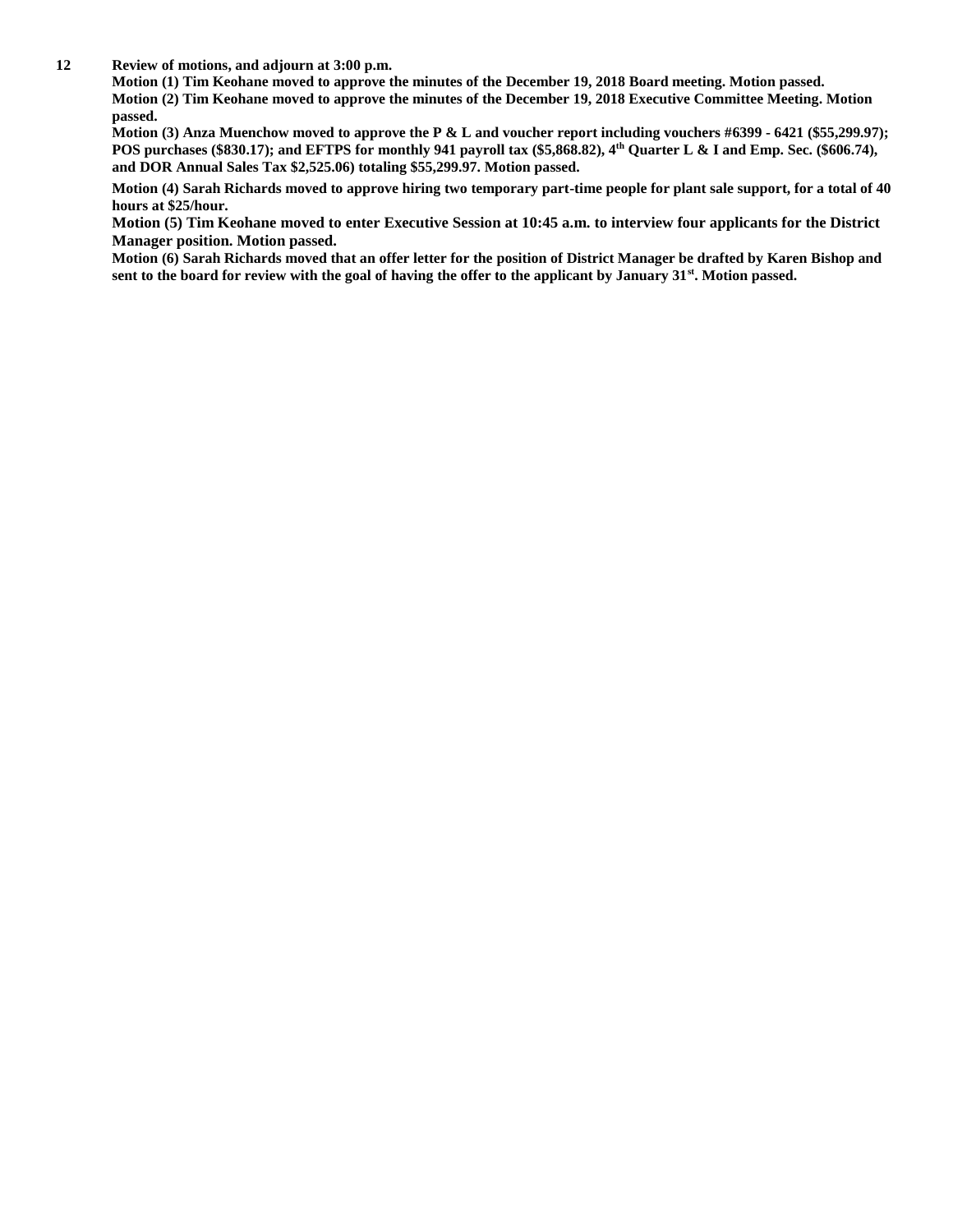**12 Review of motions, and adjourn at 3:00 p.m.**

**Motion (1) Tim Keohane moved to approve the minutes of the December 19, 2018 Board meeting. Motion passed.**

**Motion (2) Tim Keohane moved to approve the minutes of the December 19, 2018 Executive Committee Meeting. Motion passed.**

**Motion (3) Anza Muenchow moved to approve the P & L and voucher report including vouchers #6399 - 6421 ($55,299.97); POS purchases ($830.17); and EFTPS for monthly 941 payroll tax ($5,868.82), 4th Quarter L & I and Emp. Sec. ($606.74), and DOR Annual Sales Tax $2,525.06) totaling $55,299.97. Motion passed.**

**Motion (4) Sarah Richards moved to approve hiring two temporary part-time people for plant sale support, for a total of 40 hours at $25/hour.**

**Motion (5) Tim Keohane moved to enter Executive Session at 10:45 a.m. to interview four applicants for the District Manager position. Motion passed.**

**Motion (6) Sarah Richards moved that an offer letter for the position of District Manager be drafted by Karen Bishop and sent to the board for review with the goal of having the offer to the applicant by January 31st. Motion passed.**